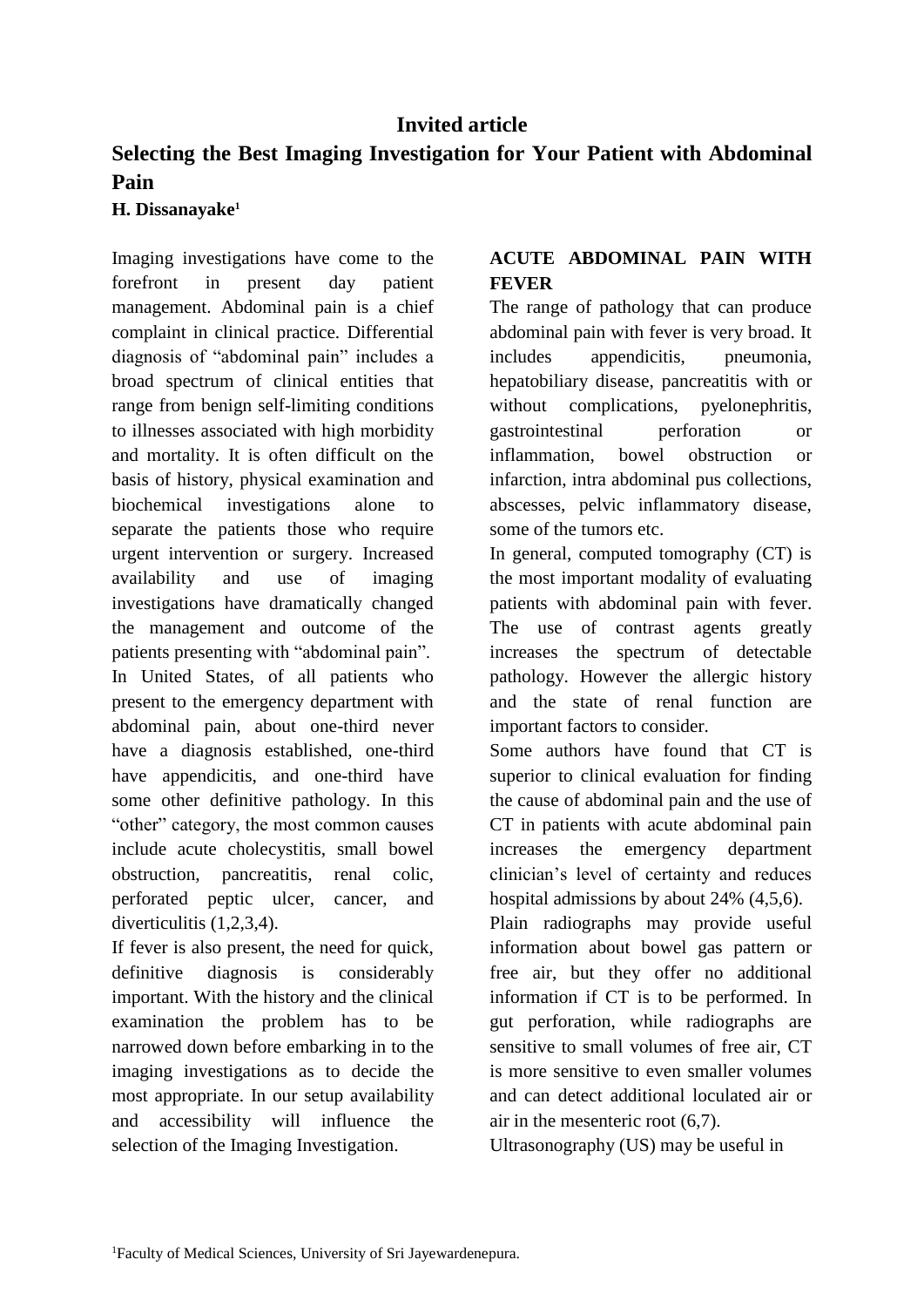# Invited article

## Selecting the Best Imaging Investigation for Your Patient with Abdominal Pain

**H. Dissanayake[1]**

Imaging investigations have come to the forefront in present day patient management. Abdominal pain is a chief complaint in clinical practice. Differential diagnosis of "abdominal pain" includes a broad spectrum of clinical entities that range from benign self-limiting conditions to illnesses associated with high morbidity and mortality. It is often difficult on the basis of history, physical examination and biochemical investigations alone to separate the patients those who require urgent intervention or surgery. Increased availability and use of imaging investigations have dramatically changed the management and outcome of the patients presenting with "abdominal pain".

In United States, of all patients who present to the emergency department with abdominal pain, about one-third never have a diagnosis established, one-third have appendicitis, and one-third have some other definitive pathology. In this "other" category, the most common causes include acute cholecystitis, small bowel obstruction, pancreatitis, renal colic, perforated peptic ulcer, cancer, and diverticulitis (1,2,3,4).

If fever is also present, the need for quick, definitive diagnosis is considerably important. With the history and the clinical examination the problem has to be narrowed down before embarking in to the imaging investigations as to decide the most appropriate. In our setup availability and accessibility will influence the selection of the Imaging Investigation.

### ACUTE ABDOMINAL PAIN WITH FEVER

The range of pathology that can produce abdominal pain with fever is very broad. It includes appendicitis, pneumonia, hepatobiliary disease, pancreatitis with or without complications, pyelonephritis, gastrointestinal perforation or inflammation, bowel obstruction or infarction, intra abdominal pus collections, abscesses, pelvic inflammatory disease, some of the tumors etc.

In general, computed tomography (CT) is the most important modality of evaluating patients with abdominal pain with fever. The use of contrast agents greatly increases the spectrum of detectable pathology. However the allergic history and the state of renal function are important factors to consider.

Some authors have found that CT is superior to clinical evaluation for finding the cause of abdominal pain and the use of CT in patients with acute abdominal pain increases the emergency department clinician's level of certainty and reduces hospital admissions by about 24% (4,5,6).

Plain radiographs may provide useful information about bowel gas pattern or free air, but they offer no additional information if CT is to be performed. In gut perforation, while radiographs are sensitive to small volumes of free air, CT is more sensitive to even smaller volumes and can detect additional loculated air or air in the mesenteric root (6,7).

Ultrasonography (US) may be useful in

[1]Faculty of Medical Sciences, University of Sri Jayewardenepura.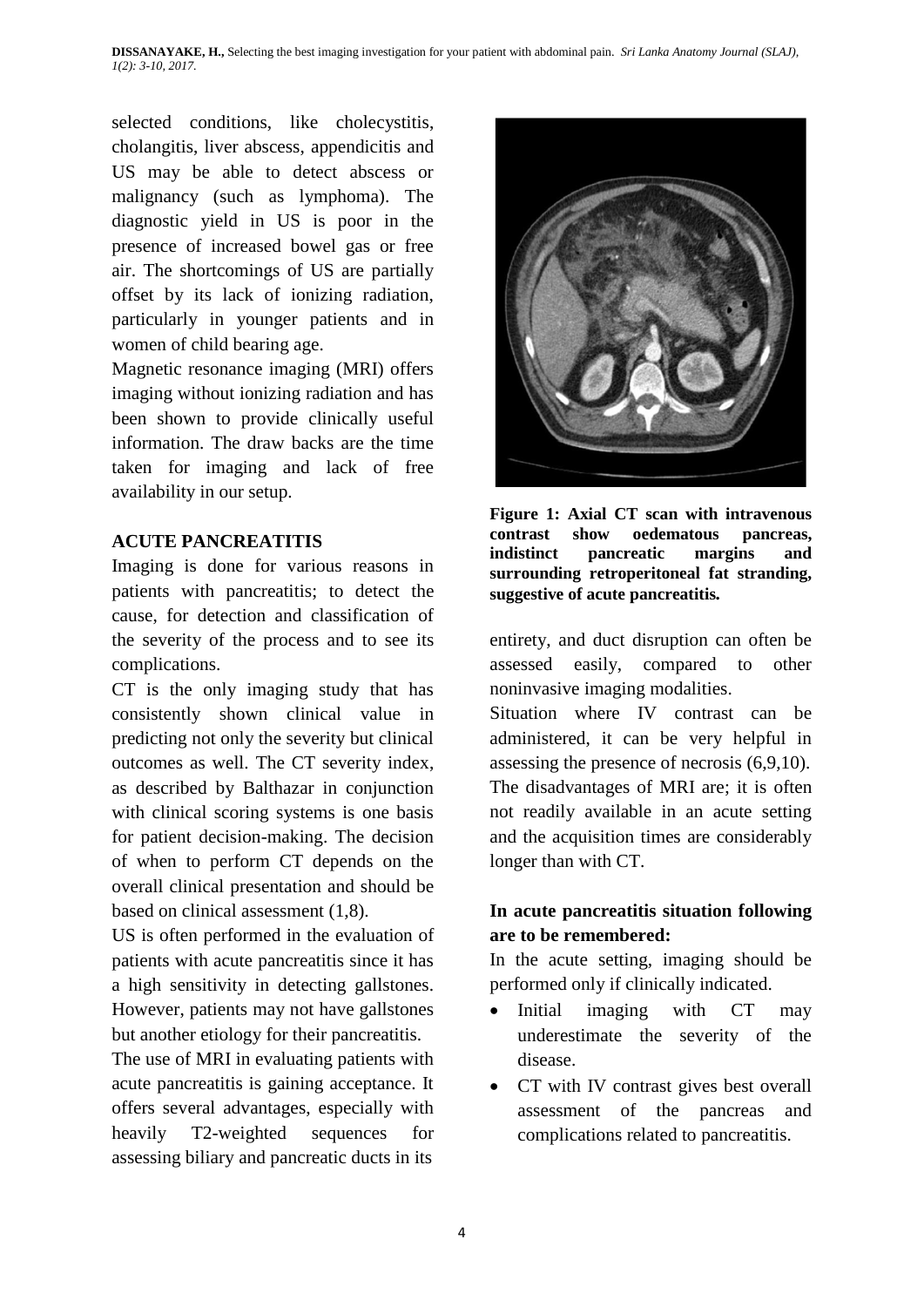selected conditions, like cholecystitis, cholangitis, liver abscess, appendicitis and US may be able to detect abscess or malignancy (such as lymphoma). The diagnostic yield in US is poor in the presence of increased bowel gas or free air. The shortcomings of US are partially offset by its lack of ionizing radiation, particularly in younger patients and in women of child bearing age.

Magnetic resonance imaging (MRI) offers imaging without ionizing radiation and has been shown to provide clinically useful information. The draw backs are the time taken for imaging and lack of free availability in our setup.

## ACUTE PANCREATITIS

Imaging is done for various reasons in patients with pancreatitis; to detect the cause, for detection and classification of the severity of the process and to see its complications.

CT is the only imaging study that has consistently shown clinical value in predicting not only the severity but clinical outcomes as well. The CT severity index, as described by Balthazar in conjunction with clinical scoring systems is one basis for patient decision-making. The decision of when to perform CT depends on the overall clinical presentation and should be based on clinical assessment (1,8).

US is often performed in the evaluation of patients with acute pancreatitis since it has a high sensitivity in detecting gallstones. However, patients may not have gallstones but another etiology for their pancreatitis.

The use of MRI in evaluating patients with acute pancreatitis is gaining acceptance. It offers several advantages, especially with heavily T2-weighted sequences for assessing biliary and pancreatic ducts in its entirety, and duct disruption can often be assessed easily, compared to other noninvasive imaging modalities.

**Figure 1: Axial CT scan with intravenous contrast show oedematous pancreas, indistinct pancreatic margins and surrounding retroperitoneal fat stranding, suggestive of acute pancreatitis.**

Situation where IV contrast can be administered, it can be very helpful in assessing the presence of necrosis (6,9,10). The disadvantages of MRI are; it is often not readily available in an acute setting and the acquisition times are considerably longer than with CT.

### In acute pancreatitis situation following are to be remembered:

In the acute setting, imaging should be performed only if clinically indicated.

- Initial imaging with CT may underestimate the severity of the disease.
- CT with IV contrast gives best overall assessment of the pancreas and complications related to pancreatitis.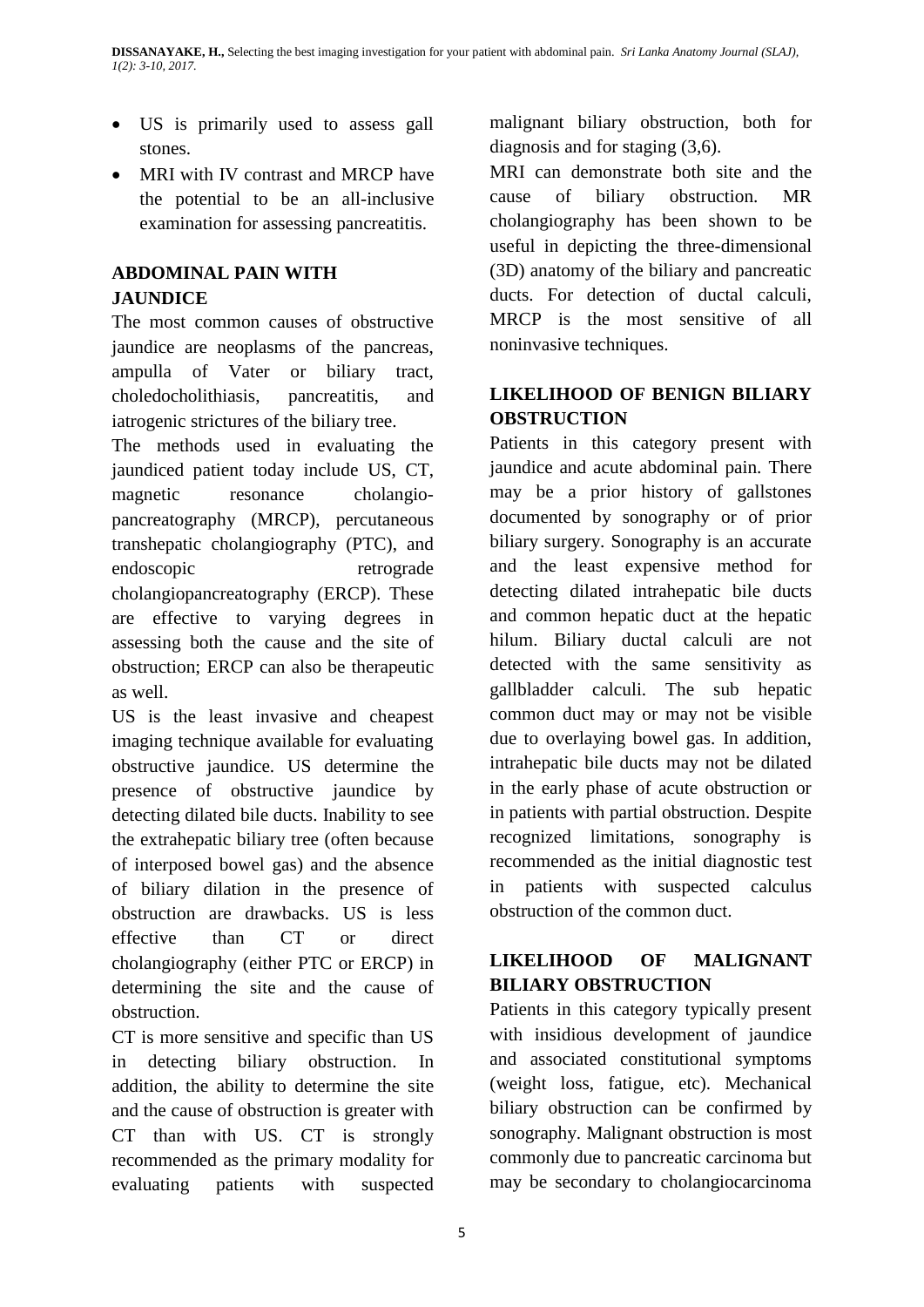- US is primarily used to assess gall stones.
- MRI with IV contrast and MRCP have the potential to be an all-inclusive examination for assessing pancreatitis.

## ABDOMINAL PAIN WITH JAUNDICE

The most common causes of obstructive jaundice are neoplasms of the pancreas, ampulla of Vater or biliary tract, choledocholithiasis, pancreatitis, and iatrogenic strictures of the biliary tree.

The methods used in evaluating the jaundiced patient today include US, CT, magnetic resonance cholangio-pancreatography (MRCP), percutaneous transhepatic cholangiography (PTC), and endoscopic retrograde cholangiopancreatography (ERCP). These are effective to varying degrees in assessing both the cause and the site of obstruction; ERCP can also be therapeutic as well.

US is the least invasive and cheapest imaging technique available for evaluating obstructive jaundice. US determine the presence of obstructive jaundice by detecting dilated bile ducts. Inability to see the extrahepatic biliary tree (often because of interposed bowel gas) and the absence of biliary dilation in the presence of obstruction are drawbacks. US is less effective than CT or direct cholangiography (either PTC or ERCP) in determining the site and the cause of obstruction.

CT is more sensitive and specific than US in detecting biliary obstruction. In addition, the ability to determine the site and the cause of obstruction is greater with CT than with US. CT is strongly recommended as the primary modality for evaluating patients with suspected malignant biliary obstruction, both for diagnosis and for staging (3,6).

MRI can demonstrate both site and the cause of biliary obstruction. MR cholangiography has been shown to be useful in depicting the three-dimensional (3D) anatomy of the biliary and pancreatic ducts. For detection of ductal calculi, MRCP is the most sensitive of all noninvasive techniques.

## LIKELIHOOD OF BENIGN BILIARY OBSTRUCTION

Patients in this category present with jaundice and acute abdominal pain. There may be a prior history of gallstones documented by sonography or of prior biliary surgery. Sonography is an accurate and the least expensive method for detecting dilated intrahepatic bile ducts and common hepatic duct at the hepatic hilum. Biliary ductal calculi are not detected with the same sensitivity as gallbladder calculi. The sub hepatic common duct may or may not be visible due to overlaying bowel gas. In addition, intrahepatic bile ducts may not be dilated in the early phase of acute obstruction or in patients with partial obstruction. Despite recognized limitations, sonography is recommended as the initial diagnostic test in patients with suspected calculus obstruction of the common duct.

## LIKELIHOOD OF MALIGNANT BILIARY OBSTRUCTION

Patients in this category typically present with insidious development of jaundice and associated constitutional symptoms (weight loss, fatigue, etc). Mechanical biliary obstruction can be confirmed by sonography. Malignant obstruction is most commonly due to pancreatic carcinoma but may be secondary to cholangiocarcinoma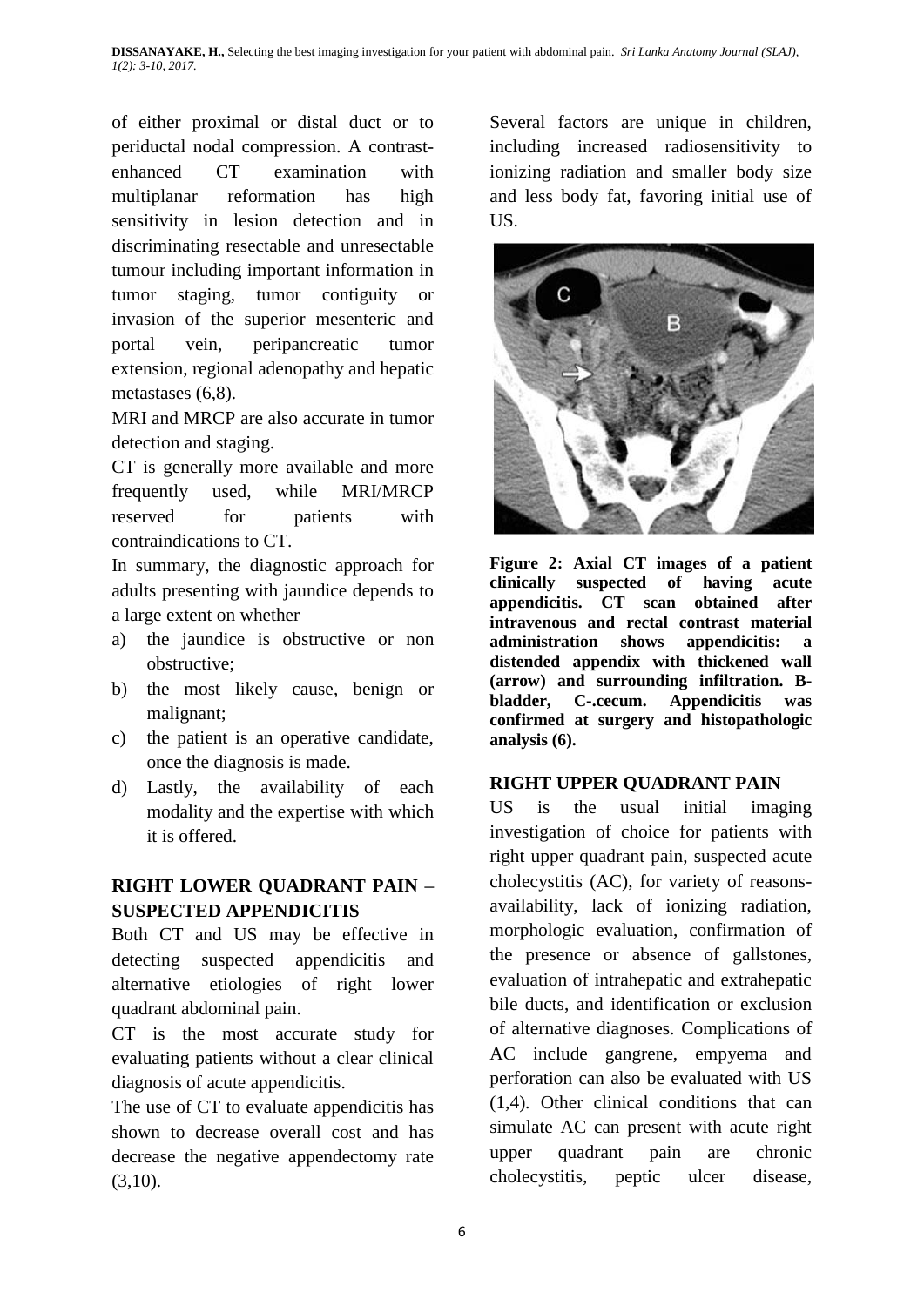of either proximal or distal duct or to periductal nodal compression. A contrast-enhanced CT examination with multiplanar reformation has high sensitivity in lesion detection and in discriminating resectable and unresectable tumour including important information in tumor staging, tumor contiguity or invasion of the superior mesenteric and portal vein, peripancreatic tumor extension, regional adenopathy and hepatic metastases (6,8).

MRI and MRCP are also accurate in tumor detection and staging.

CT is generally more available and more frequently used, while MRI/MRCP reserved for patients with contraindications to CT.

In summary, the diagnostic approach for adults presenting with jaundice depends to a large extent on whether

a) the jaundice is obstructive or non obstructive;
b) the most likely cause, benign or malignant;
c) the patient is an operative candidate, once the diagnosis is made.
d) Lastly, the availability of each modality and the expertise with which it is offered.

## RIGHT LOWER QUADRANT PAIN – SUSPECTED APPENDICITIS

Both CT and US may be effective in detecting suspected appendicitis and alternative etiologies of right lower quadrant abdominal pain.

CT is the most accurate study for evaluating patients without a clear clinical diagnosis of acute appendicitis.

The use of CT to evaluate appendicitis has shown to decrease overall cost and has decrease the negative appendectomy rate (3,10).

Several factors are unique in children, including increased radiosensitivity to ionizing radiation and smaller body size and less body fat, favoring initial use of US.

**Figure 2: Axial CT images of a patient clinically suspected of having acute appendicitis. CT scan obtained after intravenous and rectal contrast material administration shows appendicitis: a distended appendix with thickened wall (arrow) and surrounding infiltration. B- bladder, C-.cecum. Appendicitis was confirmed at surgery and histopathologic analysis (6).**

## RIGHT UPPER QUADRANT PAIN

US is the usual initial imaging investigation of choice for patients with right upper quadrant pain, suspected acute cholecystitis (AC), for variety of reasons- availability, lack of ionizing radiation, morphologic evaluation, confirmation of the presence or absence of gallstones, evaluation of intrahepatic and extrahepatic bile ducts, and identification or exclusion of alternative diagnoses. Complications of AC include gangrene, empyema and perforation can also be evaluated with US (1,4). Other clinical conditions that can simulate AC can present with acute right upper quadrant pain are chronic cholecystitis, peptic ulcer disease,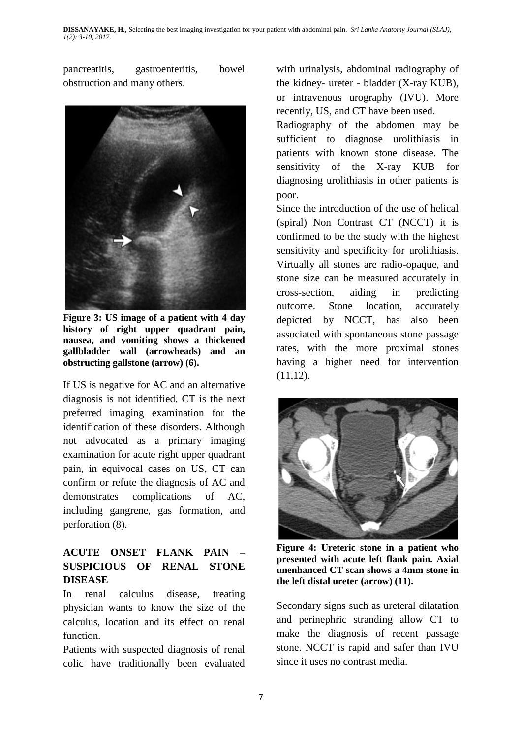pancreatitis, gastroenteritis, bowel obstruction and many others.

**Figure 3: US image of a patient with 4 day history of right upper quadrant pain, nausea, and vomiting shows a thickened gallbladder wall (arrowheads) and an obstructing gallstone (arrow) (6).**

If US is negative for AC and an alternative diagnosis is not identified, CT is the next preferred imaging examination for the identification of these disorders. Although not advocated as a primary imaging examination for acute right upper quadrant pain, in equivocal cases on US, CT can confirm or refute the diagnosis of AC and demonstrates complications of AC, including gangrene, gas formation, and perforation (8).

## ACUTE ONSET FLANK PAIN – SUSPICIOUS OF RENAL STONE DISEASE

In renal calculus disease, treating physician wants to know the size of the calculus, location and its effect on renal function.

Patients with suspected diagnosis of renal colic have traditionally been evaluated with urinalysis, abdominal radiography of the kidney- ureter - bladder (X-ray KUB), or intravenous urography (IVU). More recently, US, and CT have been used.

Radiography of the abdomen may be sufficient to diagnose urolithiasis in patients with known stone disease. The sensitivity of the X-ray KUB for diagnosing urolithiasis in other patients is poor.

Since the introduction of the use of helical (spiral) Non Contrast CT (NCCT) it is confirmed to be the study with the highest sensitivity and specificity for urolithiasis. Virtually all stones are radio-opaque, and stone size can be measured accurately in cross-section, aiding in predicting outcome. Stone location, accurately depicted by NCCT, has also been associated with spontaneous stone passage rates, with the more proximal stones having a higher need for intervention (11,12).

**Figure 4: Ureteric stone in a patient who presented with acute left flank pain. Axial unenhanced CT scan shows a 4mm stone in the left distal ureter (arrow) (11).**

Secondary signs such as ureteral dilatation and perinephric stranding allow CT to make the diagnosis of recent passage stone. NCCT is rapid and safer than IVU since it uses no contrast media.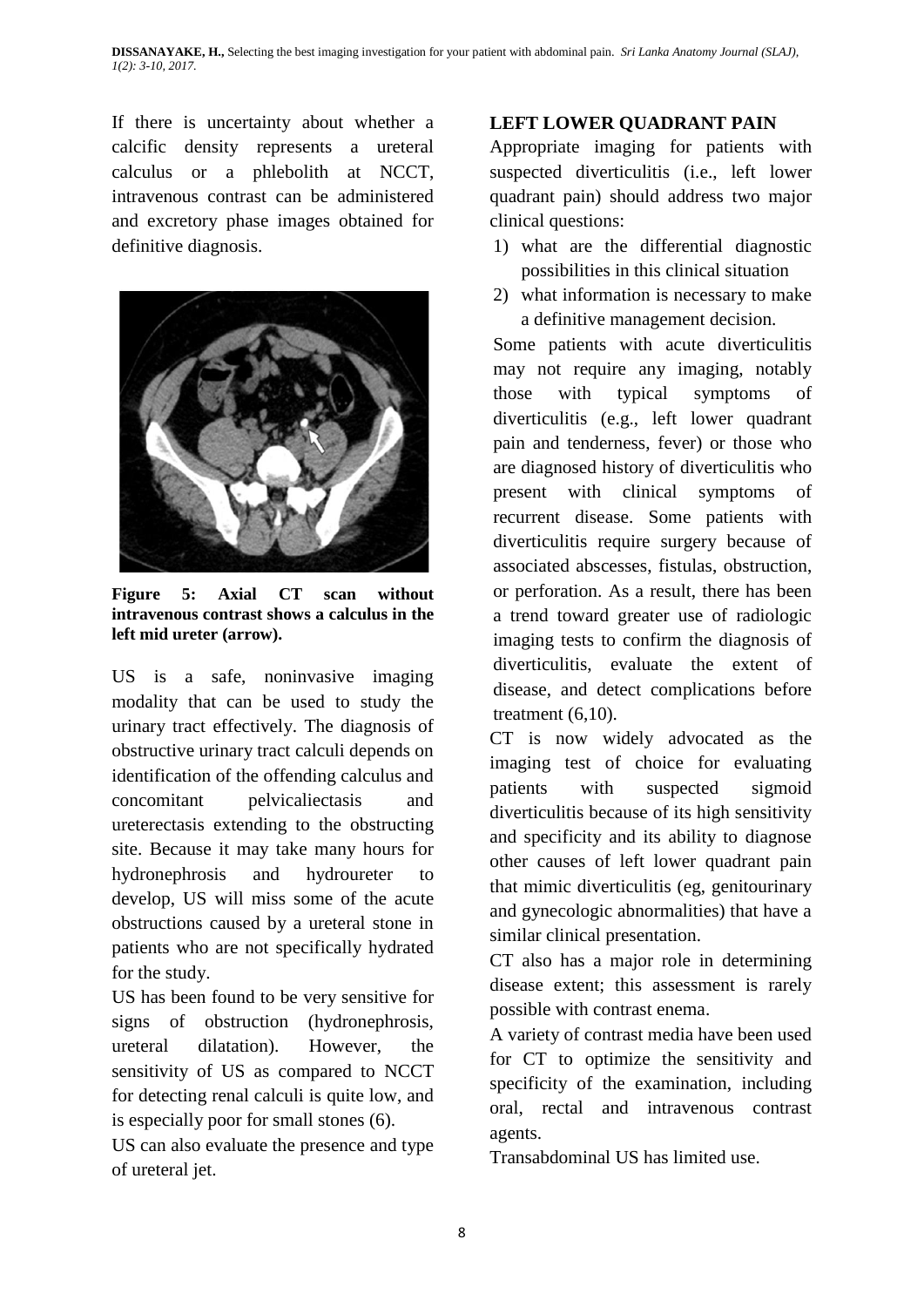If there is uncertainty about whether a calcific density represents a ureteral calculus or a phlebolith at NCCT, intravenous contrast can be administered and excretory phase images obtained for definitive diagnosis.

**Figure 5: Axial CT scan without intravenous contrast shows a calculus in the left mid ureter (arrow).**

US is a safe, noninvasive imaging modality that can be used to study the urinary tract effectively. The diagnosis of obstructive urinary tract calculi depends on identification of the offending calculus and concomitant pelvicaliectasis and ureterectasis extending to the obstructing site. Because it may take many hours for hydronephrosis and hydroureter to develop, US will miss some of the acute obstructions caused by a ureteral stone in patients who are not specifically hydrated for the study.

US has been found to be very sensitive for signs of obstruction (hydronephrosis, ureteral dilatation). However, the sensitivity of US as compared to NCCT for detecting renal calculi is quite low, and is especially poor for small stones (6).

US can also evaluate the presence and type of ureteral jet.

**LEFT LOWER QUADRANT PAIN**

Appropriate imaging for patients with suspected diverticulitis (i.e., left lower quadrant pain) should address two major clinical questions:

1) what are the differential diagnostic possibilities in this clinical situation
2) what information is necessary to make a definitive management decision.

Some patients with acute diverticulitis may not require any imaging, notably those with typical symptoms of diverticulitis (e.g., left lower quadrant pain and tenderness, fever) or those who are diagnosed history of diverticulitis who present with clinical symptoms of recurrent disease. Some patients with diverticulitis require surgery because of associated abscesses, fistulas, obstruction, or perforation. As a result, there has been a trend toward greater use of radiologic imaging tests to confirm the diagnosis of diverticulitis, evaluate the extent of disease, and detect complications before treatment (6,10).

CT is now widely advocated as the imaging test of choice for evaluating patients with suspected sigmoid diverticulitis because of its high sensitivity and specificity and its ability to diagnose other causes of left lower quadrant pain that mimic diverticulitis (eg, genitourinary and gynecologic abnormalities) that have a similar clinical presentation.

CT also has a major role in determining disease extent; this assessment is rarely possible with contrast enema.

A variety of contrast media have been used for CT to optimize the sensitivity and specificity of the examination, including oral, rectal and intravenous contrast agents.

Transabdominal US has limited use.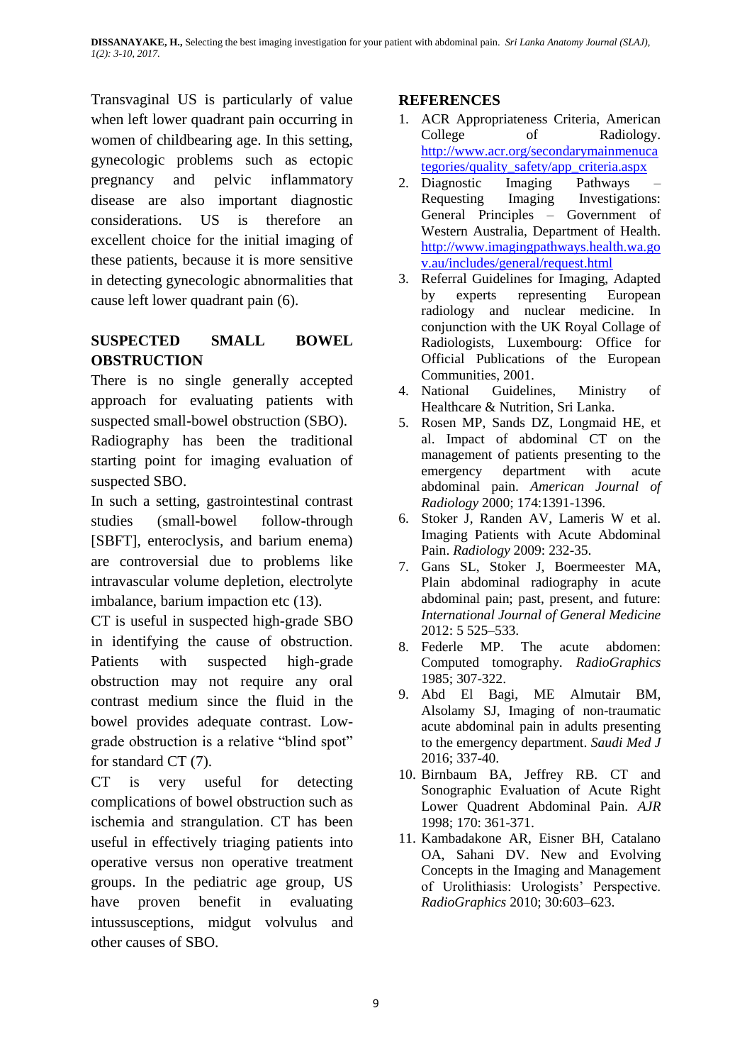Transvaginal US is particularly of value when left lower quadrant pain occurring in women of childbearing age. In this setting, gynecologic problems such as ectopic pregnancy and pelvic inflammatory disease are also important diagnostic considerations. US is therefore an excellent choice for the initial imaging of these patients, because it is more sensitive in detecting gynecologic abnormalities that cause left lower quadrant pain (6).

## SUSPECTED SMALL BOWEL OBSTRUCTION

There is no single generally accepted approach for evaluating patients with suspected small-bowel obstruction (SBO). Radiography has been the traditional starting point for imaging evaluation of suspected SBO.

In such a setting, gastrointestinal contrast studies (small-bowel follow-through [SBFT], enteroclysis, and barium enema) are controversial due to problems like intravascular volume depletion, electrolyte imbalance, barium impaction etc (13).

CT is useful in suspected high-grade SBO in identifying the cause of obstruction. Patients with suspected high-grade obstruction may not require any oral contrast medium since the fluid in the bowel provides adequate contrast. Low-grade obstruction is a relative "blind spot" for standard CT (7).

CT is very useful for detecting complications of bowel obstruction such as ischemia and strangulation. CT has been useful in effectively triaging patients into operative versus non operative treatment groups. In the pediatric age group, US have proven benefit in evaluating intussusceptions, midgut volvulus and other causes of SBO.

## REFERENCES

1. ACR Appropriateness Criteria, American College of Radiology. http://www.acr.org/secondarymainmenucategories/quality_safety/app_criteria.aspx
2. Diagnostic Imaging Pathways – Requesting Imaging Investigations: General Principles – Government of Western Australia, Department of Health. http://www.imagingpathways.health.wa.gov.au/includes/general/request.html
3. Referral Guidelines for Imaging, Adapted by experts representing European radiology and nuclear medicine. In conjunction with the UK Royal Collage of Radiologists, Luxembourg: Office for Official Publications of the European Communities, 2001.
4. National Guidelines, Ministry of Healthcare & Nutrition, Sri Lanka.
5. Rosen MP, Sands DZ, Longmaid HE, et al. Impact of abdominal CT on the management of patients presenting to the emergency department with acute abdominal pain. *American Journal of Radiology* 2000; 174:1391-1396.
6. Stoker J, Randen AV, Lameris W et al. Imaging Patients with Acute Abdominal Pain. *Radiology* 2009: 232-35.
7. Gans SL, Stoker J, Boermeester MA, Plain abdominal radiography in acute abdominal pain; past, present, and future: *International Journal of General Medicine* 2012: 5 525–533.
8. Federle MP. The acute abdomen: Computed tomography. *RadioGraphics* 1985; 307-322.
9. Abd El Bagi, ME Almutair BM, Alsolamy SJ, Imaging of non-traumatic acute abdominal pain in adults presenting to the emergency department. *Saudi Med J* 2016; 337-40.
10. Birnbaum BA, Jeffrey RB. CT and Sonographic Evaluation of Acute Right Lower Quadrent Abdominal Pain. *AJR* 1998; 170: 361-371.
11. Kambadakone AR, Eisner BH, Catalano OA, Sahani DV. New and Evolving Concepts in the Imaging and Management of Urolithiasis: Urologists' Perspective. *RadioGraphics* 2010; 30:603–623.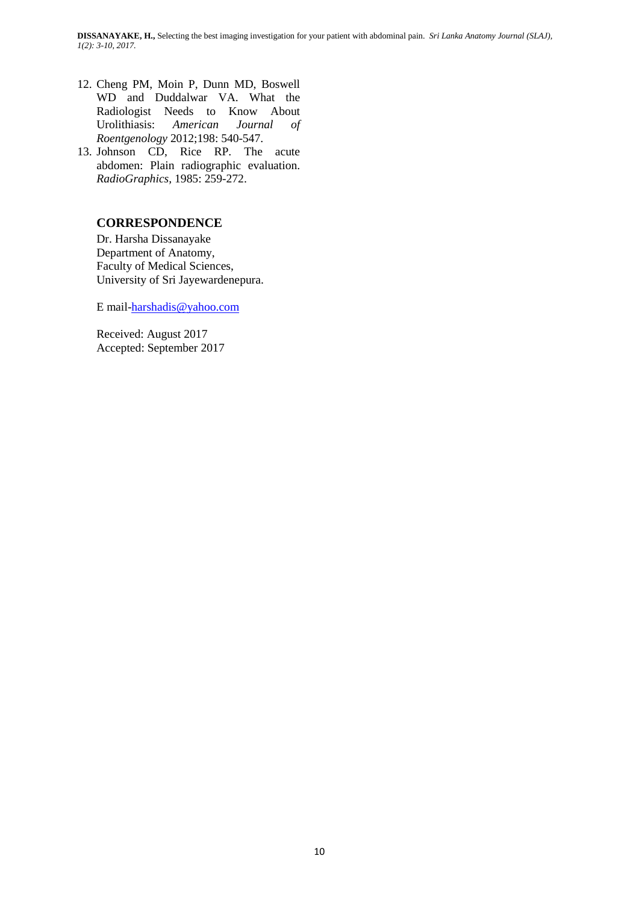12. Cheng PM, Moin P, Dunn MD, Boswell WD and Duddalwar VA. What the Radiologist Needs to Know About Urolithiasis: *American Journal of Roentgenology* 2012;198: 540-547.
13. Johnson CD, Rice RP. The acute abdomen: Plain radiographic evaluation. *RadioGraphics*, 1985: 259-272.

## CORRESPONDENCE

Dr. Harsha Dissanayake
Department of Anatomy,
Faculty of Medical Sciences,
University of Sri Jayewardenepura.

E mail-harshadis@yahoo.com

Received: August 2017
Accepted: September 2017